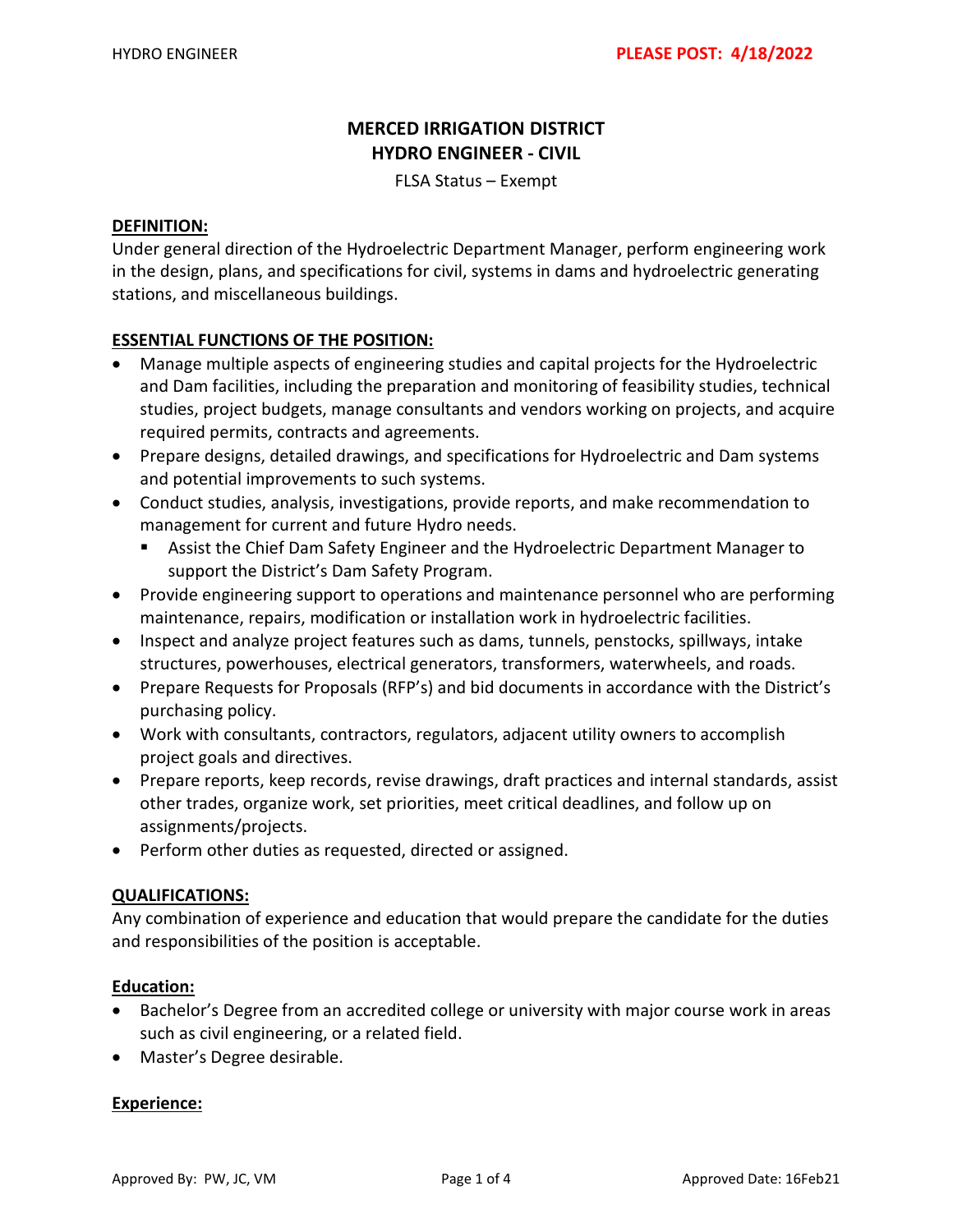# MERCED IRRIGATION DISTRICT
# HYDRO ENGINEER - CIVIL

FLSA Status – Exempt

**PLEASE POST: 4/18/2022**

## DEFINITION:

Under general direction of the Hydroelectric Department Manager, perform engineering work in the design, plans, and specifications for civil, systems in dams and hydroelectric generating stations, and miscellaneous buildings.

## ESSENTIAL FUNCTIONS OF THE POSITION:

- Manage multiple aspects of engineering studies and capital projects for the Hydroelectric and Dam facilities, including the preparation and monitoring of feasibility studies, technical studies, project budgets, manage consultants and vendors working on projects, and acquire required permits, contracts and agreements.
- Prepare designs, detailed drawings, and specifications for Hydroelectric and Dam systems and potential improvements to such systems.
- Conduct studies, analysis, investigations, provide reports, and make recommendation to management for current and future Hydro needs.
  - Assist the Chief Dam Safety Engineer and the Hydroelectric Department Manager to support the District's Dam Safety Program.
- Provide engineering support to operations and maintenance personnel who are performing maintenance, repairs, modification or installation work in hydroelectric facilities.
- Inspect and analyze project features such as dams, tunnels, penstocks, spillways, intake structures, powerhouses, electrical generators, transformers, waterwheels, and roads.
- Prepare Requests for Proposals (RFP's) and bid documents in accordance with the District's purchasing policy.
- Work with consultants, contractors, regulators, adjacent utility owners to accomplish project goals and directives.
- Prepare reports, keep records, revise drawings, draft practices and internal standards, assist other trades, organize work, set priorities, meet critical deadlines, and follow up on assignments/projects.
- Perform other duties as requested, directed or assigned.

## QUALIFICATIONS:

Any combination of experience and education that would prepare the candidate for the duties and responsibilities of the position is acceptable.

### Education:

- Bachelor's Degree from an accredited college or university with major course work in areas such as civil engineering, or a related field.
- Master's Degree desirable.

### Experience: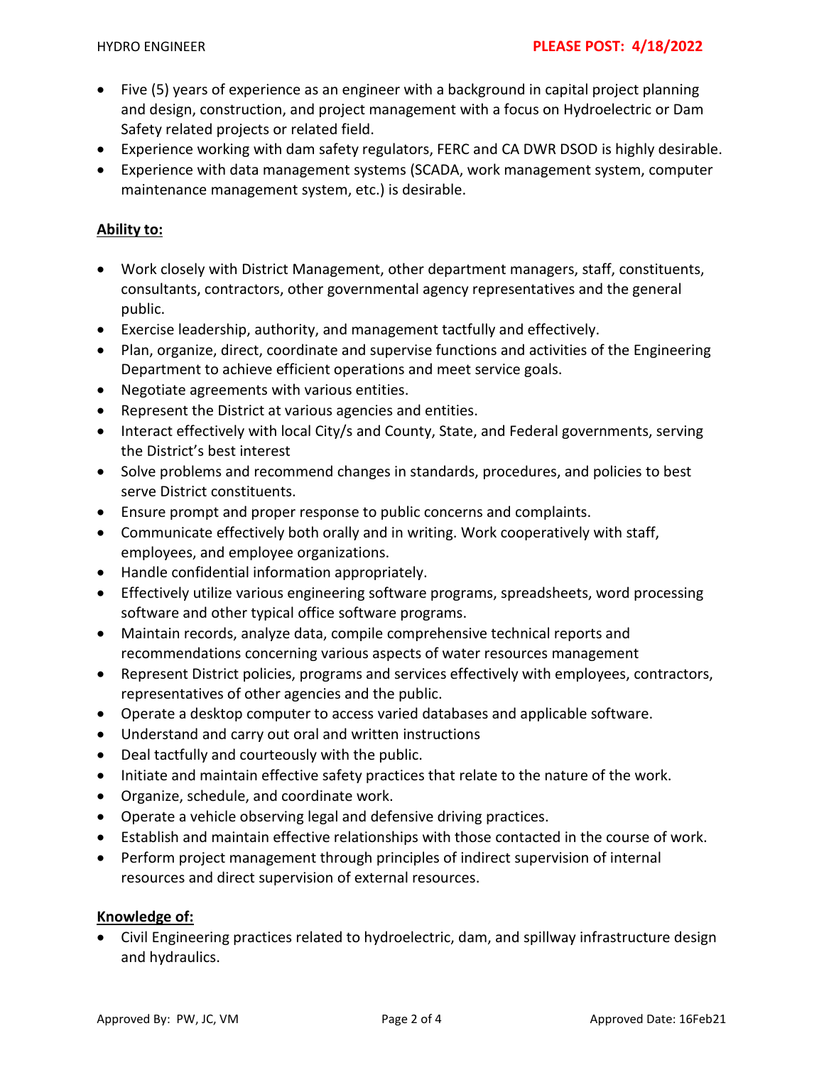- Five (5) years of experience as an engineer with a background in capital project planning and design, construction, and project management with a focus on Hydroelectric or Dam Safety related projects or related field.
- Experience working with dam safety regulators, FERC and CA DWR DSOD is highly desirable.
- Experience with data management systems (SCADA, work management system, computer maintenance management system, etc.) is desirable.

**Ability to:**

- Work closely with District Management, other department managers, staff, constituents, consultants, contractors, other governmental agency representatives and the general public.
- Exercise leadership, authority, and management tactfully and effectively.
- Plan, organize, direct, coordinate and supervise functions and activities of the Engineering Department to achieve efficient operations and meet service goals.
- Negotiate agreements with various entities.
- Represent the District at various agencies and entities.
- Interact effectively with local City/s and County, State, and Federal governments, serving the District's best interest
- Solve problems and recommend changes in standards, procedures, and policies to best serve District constituents.
- Ensure prompt and proper response to public concerns and complaints.
- Communicate effectively both orally and in writing. Work cooperatively with staff, employees, and employee organizations.
- Handle confidential information appropriately.
- Effectively utilize various engineering software programs, spreadsheets, word processing software and other typical office software programs.
- Maintain records, analyze data, compile comprehensive technical reports and recommendations concerning various aspects of water resources management
- Represent District policies, programs and services effectively with employees, contractors, representatives of other agencies and the public.
- Operate a desktop computer to access varied databases and applicable software.
- Understand and carry out oral and written instructions
- Deal tactfully and courteously with the public.
- Initiate and maintain effective safety practices that relate to the nature of the work.
- Organize, schedule, and coordinate work.
- Operate a vehicle observing legal and defensive driving practices.
- Establish and maintain effective relationships with those contacted in the course of work.
- Perform project management through principles of indirect supervision of internal resources and direct supervision of external resources.

**Knowledge of:**

- Civil Engineering practices related to hydroelectric, dam, and spillway infrastructure design and hydraulics.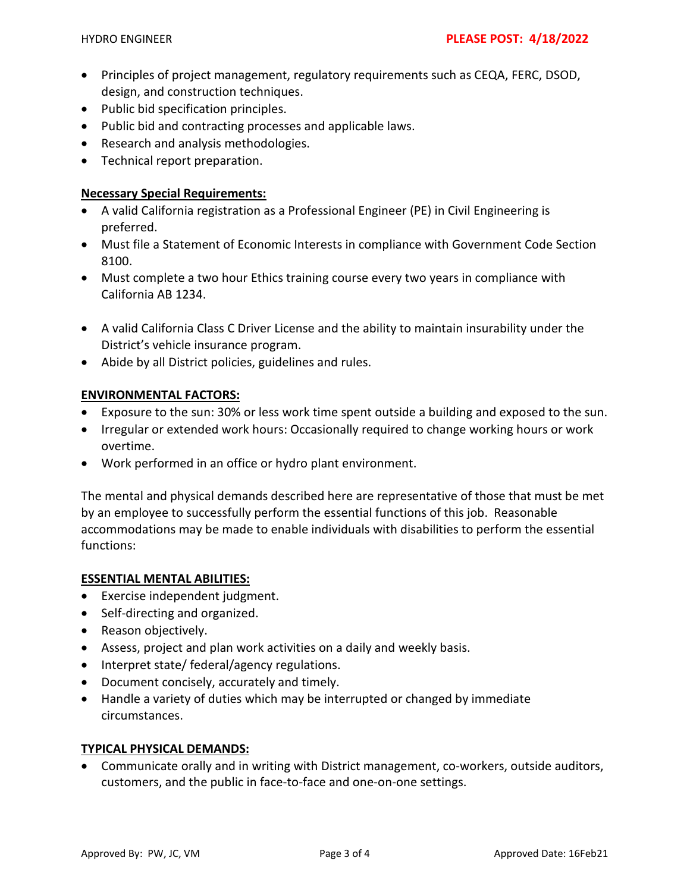- Principles of project management, regulatory requirements such as CEQA, FERC, DSOD, design, and construction techniques.
- Public bid specification principles.
- Public bid and contracting processes and applicable laws.
- Research and analysis methodologies.
- Technical report preparation.

**Necessary Special Requirements:**

- A valid California registration as a Professional Engineer (PE) in Civil Engineering is preferred.
- Must file a Statement of Economic Interests in compliance with Government Code Section 8100.
- Must complete a two hour Ethics training course every two years in compliance with California AB 1234.
- A valid California Class C Driver License and the ability to maintain insurability under the District's vehicle insurance program.
- Abide by all District policies, guidelines and rules.

**ENVIRONMENTAL FACTORS:**

- Exposure to the sun: 30% or less work time spent outside a building and exposed to the sun.
- Irregular or extended work hours: Occasionally required to change working hours or work overtime.
- Work performed in an office or hydro plant environment.

The mental and physical demands described here are representative of those that must be met by an employee to successfully perform the essential functions of this job. Reasonable accommodations may be made to enable individuals with disabilities to perform the essential functions:

**ESSENTIAL MENTAL ABILITIES:**

- Exercise independent judgment.
- Self-directing and organized.
- Reason objectively.
- Assess, project and plan work activities on a daily and weekly basis.
- Interpret state/ federal/agency regulations.
- Document concisely, accurately and timely.
- Handle a variety of duties which may be interrupted or changed by immediate circumstances.

**TYPICAL PHYSICAL DEMANDS:**

- Communicate orally and in writing with District management, co-workers, outside auditors, customers, and the public in face-to-face and one-on-one settings.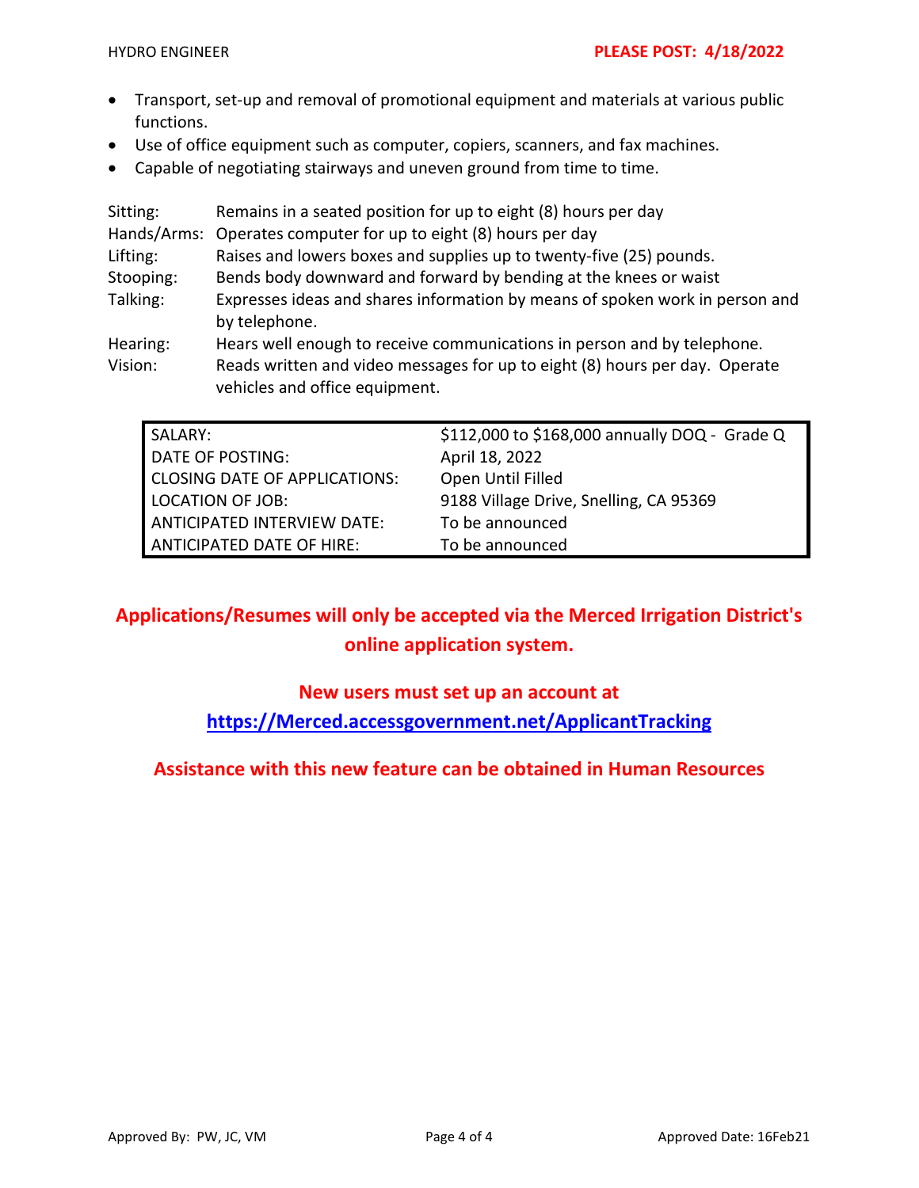- Transport, set-up and removal of promotional equipment and materials at various public functions.
- Use of office equipment such as computer, copiers, scanners, and fax machines.
- Capable of negotiating stairways and uneven ground from time to time.

| | |
|---|---|
| Sitting: | Remains in a seated position for up to eight (8) hours per day |
| Hands/Arms: | Operates computer for up to eight (8) hours per day |
| Lifting: | Raises and lowers boxes and supplies up to twenty-five (25) pounds. |
| Stooping: | Bends body downward and forward by bending at the knees or waist |
| Talking: | Expresses ideas and shares information by means of spoken work in person and by telephone. |
| Hearing: | Hears well enough to receive communications in person and by telephone. |
| Vision: | Reads written and video messages for up to eight (8) hours per day. Operate vehicles and office equipment. |

| | |
|---|---|
| SALARY: | $112,000 to $168,000 annually DOQ - Grade Q |
| DATE OF POSTING: | April 18, 2022 |
| CLOSING DATE OF APPLICATIONS: | Open Until Filled |
| LOCATION OF JOB: | 9188 Village Drive, Snelling, CA 95369 |
| ANTICIPATED INTERVIEW DATE: | To be announced |
| ANTICIPATED DATE OF HIRE: | To be announced |

**Applications/Resumes will only be accepted via the Merced Irrigation District's online application system.**

**New users must set up an account at**
**https://Merced.accessgovernment.net/ApplicantTracking**

**Assistance with this new feature can be obtained in Human Resources**

Approved By: PW, JC, VM

Approved Date: 16Feb21